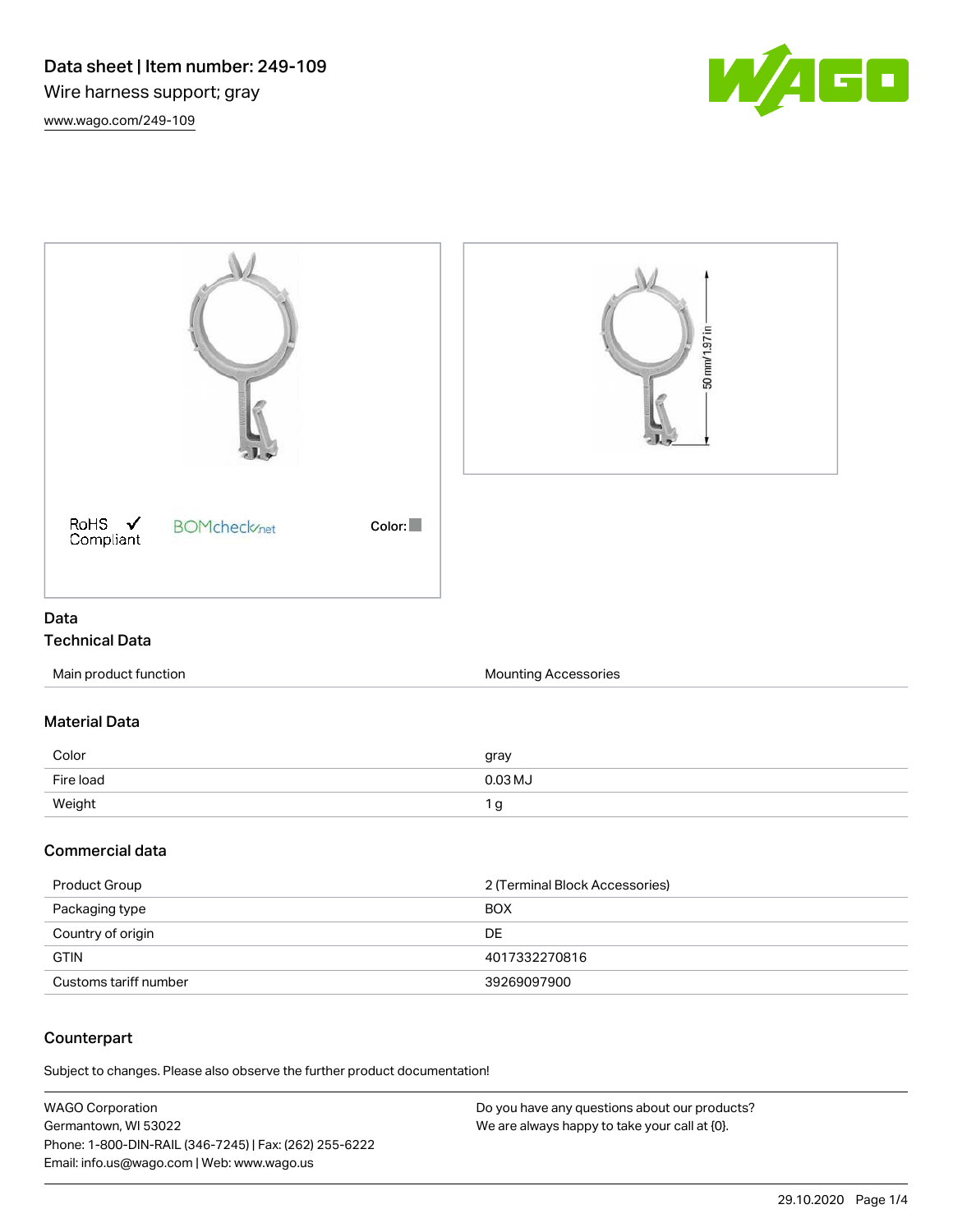# Data sheet | Item number: 249-109

Wire harness support; gray

[www.wago.com/249-109](http://www.wago.com/249-109)

50 mm / 1.97 in

RoHS ✓ Compliant

BOMcheck.net

Color:

## Data

### Technical Data

| | |
|---|---|
| Main product function | Mounting Accessories |

### Material Data

| | |
|---|---|
| Color | gray |
| Fire load | 0.03 MJ |
| Weight | 1 g |

### Commercial data

| | |
|---|---|
| Product Group | 2 (Terminal Block Accessories) |
| Packaging type | BOX |
| Country of origin | DE |
| GTIN | 4017332270816 |
| Customs tariff number | 39269097900 |

### Counterpart

Subject to changes. Please also observe the further product documentation!

WAGO Corporation
Germantown, WI 53022
Phone: 1-800-DIN-RAIL (346-7245) | Fax: (262) 255-6222
Email: info.us@wago.com | Web: www.wago.us

Do you have any questions about our products?
We are always happy to take your call at {0}.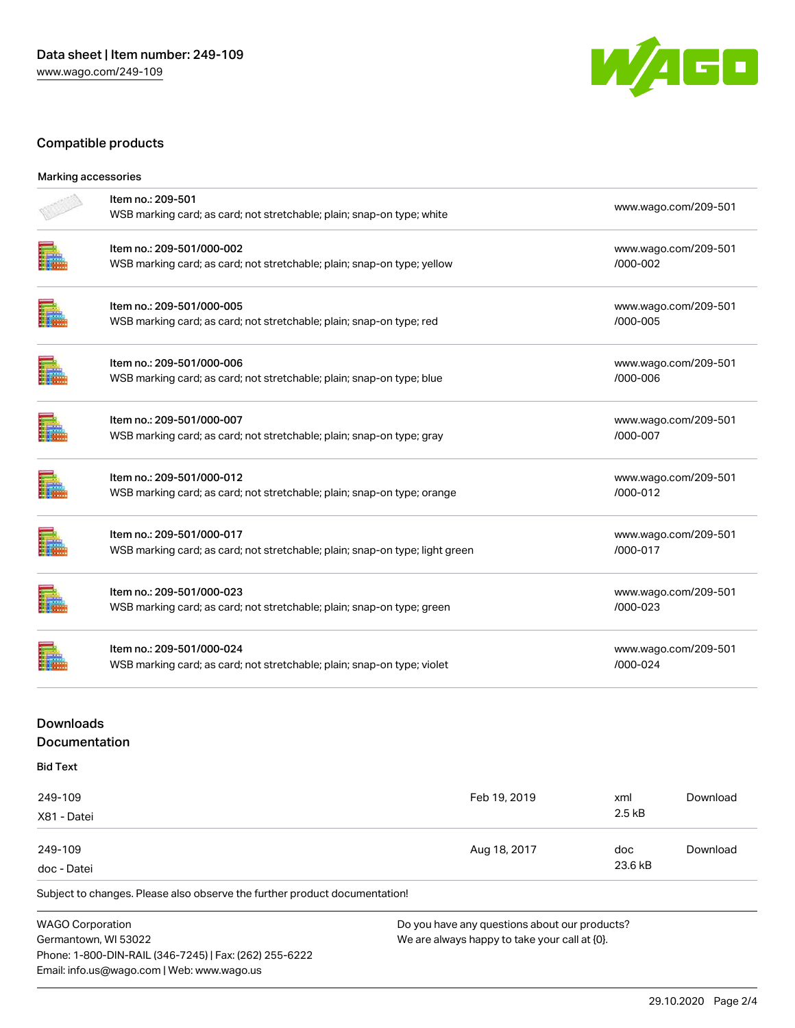## Compatible products

### Marking accessories

| Item | Description | URL |
| --- | --- | --- |
| Item no.: 209-501 | WSB marking card; as card; not stretchable; plain; snap-on type; white | www.wago.com/209-501 |
| Item no.: 209-501/000-002 | WSB marking card; as card; not stretchable; plain; snap-on type; yellow | www.wago.com/209-501/000-002 |
| Item no.: 209-501/000-005 | WSB marking card; as card; not stretchable; plain; snap-on type; red | www.wago.com/209-501/000-005 |
| Item no.: 209-501/000-006 | WSB marking card; as card; not stretchable; plain; snap-on type; blue | www.wago.com/209-501/000-006 |
| Item no.: 209-501/000-007 | WSB marking card; as card; not stretchable; plain; snap-on type; gray | www.wago.com/209-501/000-007 |
| Item no.: 209-501/000-012 | WSB marking card; as card; not stretchable; plain; snap-on type; orange | www.wago.com/209-501/000-012 |
| Item no.: 209-501/000-017 | WSB marking card; as card; not stretchable; plain; snap-on type; light green | www.wago.com/209-501/000-017 |
| Item no.: 209-501/000-023 | WSB marking card; as card; not stretchable; plain; snap-on type; green | www.wago.com/209-501/000-023 |
| Item no.: 209-501/000-024 | WSB marking card; as card; not stretchable; plain; snap-on type; violet | www.wago.com/209-501/000-024 |

## Downloads
## Documentation

### Bid Text

| File | Date | Format / Size | |
| --- | --- | --- | --- |
| 249-109<br>X81 - Datei | Feb 19, 2019 | xml<br>2.5 kB | Download |
| 249-109<br>doc - Datei | Aug 18, 2017 | doc<br>23.6 kB | Download |

Subject to changes. Please also observe the further product documentation!

WAGO Corporation
Germantown, WI 53022
Phone: 1-800-DIN-RAIL (346-7245) | Fax: (262) 255-6222
Email: info.us@wago.com | Web: www.wago.us

Do you have any questions about our products?
We are always happy to take your call at {0}.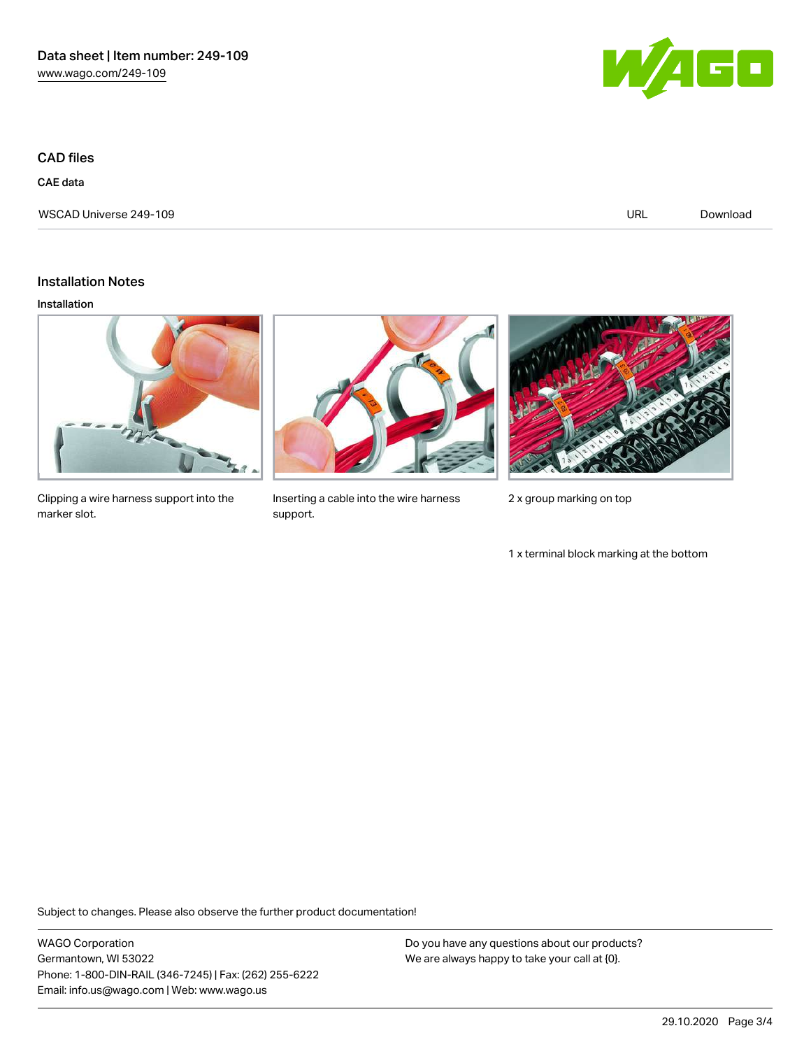## CAD files

### CAE data

| WSCAD Universe 249-109 | URL | Download |
| --- | --- | --- |

## Installation Notes

### Installation

Clipping a wire harness support into the marker slot.

Inserting a cable into the wire harness support.

2 x group marking on top

1 x terminal block marking at the bottom

Subject to changes. Please also observe the further product documentation!

WAGO Corporation
Germantown, WI 53022
Phone: 1-800-DIN-RAIL (346-7245) | Fax: (262) 255-6222
Email: info.us@wago.com | Web: www.wago.us

Do you have any questions about our products?
We are always happy to take your call at {0}.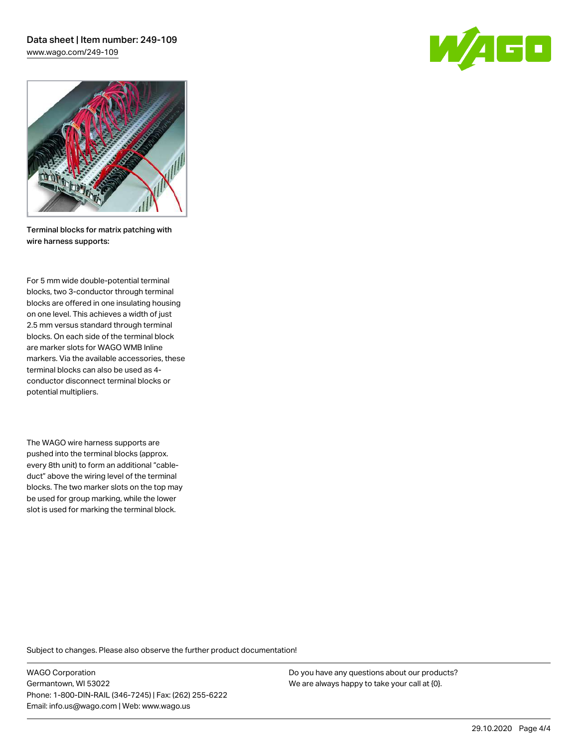Terminal blocks for matrix patching with wire harness supports:

For 5 mm wide double-potential terminal blocks, two 3-conductor through terminal blocks are offered in one insulating housing on one level. This achieves a width of just 2.5 mm versus standard through terminal blocks. On each side of the terminal block are marker slots for WAGO WMB Inline markers. Via the available accessories, these terminal blocks can also be used as 4-conductor disconnect terminal blocks or potential multipliers.

The WAGO wire harness supports are pushed into the terminal blocks (approx. every 8th unit) to form an additional "cable-duct" above the wiring level of the terminal blocks. The two marker slots on the top may be used for group marking, while the lower slot is used for marking the terminal block.

Subject to changes. Please also observe the further product documentation!

WAGO Corporation
Germantown, WI 53022
Phone: 1-800-DIN-RAIL (346-7245) | Fax: (262) 255-6222
Email: info.us@wago.com | Web: www.wago.us

Do you have any questions about our products?
We are always happy to take your call at {0}.